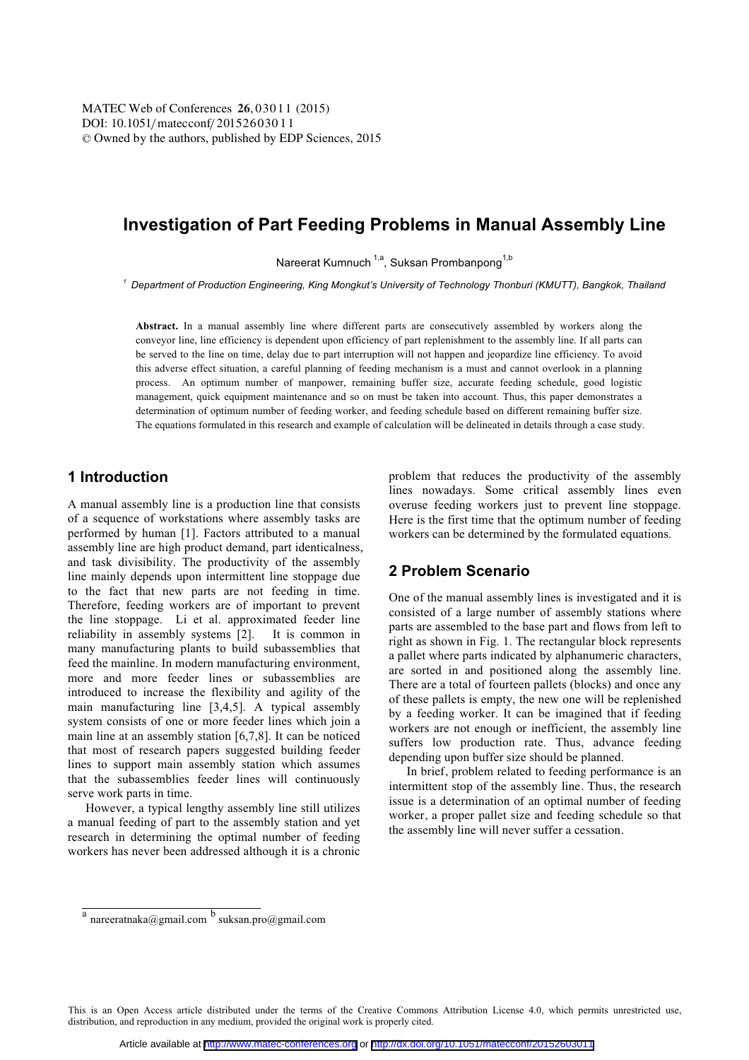# Investigation of Part Feeding Problems in Manual Assembly Line

Nareerat Kumnuch [1,a], Suksan Prombanpong [1,b]

[1] *Department of Production Engineering, King Mongkut's University of Technology Thonburi (KMUTT), Bangkok, Thailand*

**Abstract.** In a manual assembly line where different parts are consecutively assembled by workers along the conveyor line, line efficiency is dependent upon efficiency of part replenishment to the assembly line. If all parts can be served to the line on time, delay due to part interruption will not happen and jeopardize line efficiency. To avoid this adverse effect situation, a careful planning of feeding mechanism is a must and cannot overlook in a planning process. An optimum number of manpower, remaining buffer size, accurate feeding schedule, good logistic management, quick equipment maintenance and so on must be taken into account. Thus, this paper demonstrates a determination of optimum number of feeding worker, and feeding schedule based on different remaining buffer size. The equations formulated in this research and example of calculation will be delineated in details through a case study.

## 1 Introduction

A manual assembly line is a production line that consists of a sequence of workstations where assembly tasks are performed by human [1]. Factors attributed to a manual assembly line are high product demand, part identicalness, and task divisibility. The productivity of the assembly line mainly depends upon intermittent line stoppage due to the fact that new parts are not feeding in time. Therefore, feeding workers are of important to prevent the line stoppage. Li et al. approximated feeder line reliability in assembly systems [2]. It is common in many manufacturing plants to build subassemblies that feed the mainline. In modern manufacturing environment, more and more feeder lines or subassemblies are introduced to increase the flexibility and agility of the main manufacturing line [3,4,5]. A typical assembly system consists of one or more feeder lines which join a main line at an assembly station [6,7,8]. It can be noticed that most of research papers suggested building feeder lines to support main assembly station which assumes that the subassemblies feeder lines will continuously serve work parts in time.

However, a typical lengthy assembly line still utilizes a manual feeding of part to the assembly station and yet research in determining the optimal number of feeding workers has never been addressed although it is a chronic problem that reduces the productivity of the assembly lines nowadays. Some critical assembly lines even overuse feeding workers just to prevent line stoppage. Here is the first time that the optimum number of feeding workers can be determined by the formulated equations.

## 2 Problem Scenario

One of the manual assembly lines is investigated and it is consisted of a large number of assembly stations where parts are assembled to the base part and flows from left to right as shown in Fig. 1. The rectangular block represents a pallet where parts indicated by alphanumeric characters, are sorted in and positioned along the assembly line. There are a total of fourteen pallets (blocks) and once any of these pallets is empty, the new one will be replenished by a feeding worker. It can be imagined that if feeding workers are not enough or inefficient, the assembly line suffers low production rate. Thus, advance feeding depending upon buffer size should be planned.

In brief, problem related to feeding performance is an intermittent stop of the assembly line. Thus, the research issue is a determination of an optimal number of feeding worker, a proper pallet size and feeding schedule so that the assembly line will never suffer a cessation.

[a] nareeratnaka@gmail.com [b] suksan.pro@gmail.com

This is an Open Access article distributed under the terms of the Creative Commons Attribution License 4.0, which permits unrestricted use, distribution, and reproduction in any medium, provided the original work is properly cited.

Article available at http://www.matec-conferences.org or http://dx.doi.org/10.1051/matecconf/20152603011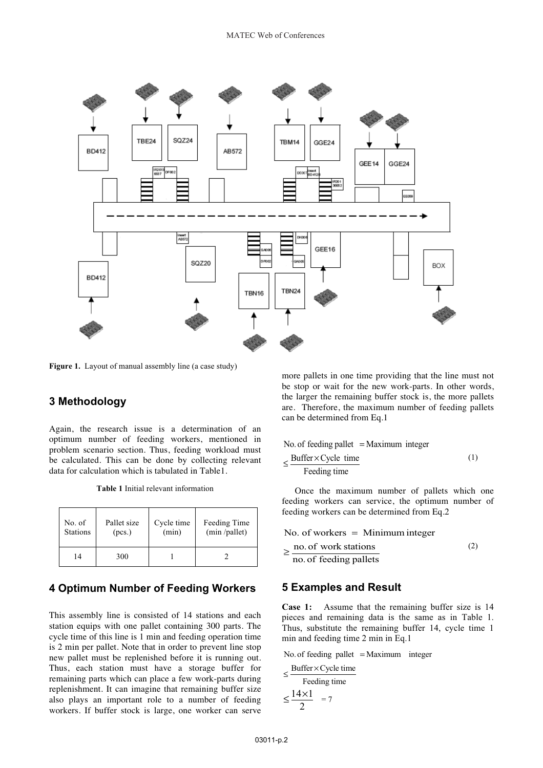**Figure 1.** Layout of manual assembly line (a case study)

## 3 Methodology

Again, the research issue is a determination of an optimum number of feeding workers, mentioned in problem scenario section. Thus, feeding workload must be calculated. This can be done by collecting relevant data for calculation which is tabulated in Table1.

**Table 1** Initial relevant information

| No. of Stations | Pallet size (pcs.) | Cycle time (min) | Feeding Time (min /pallet) |
|---|---|---|---|
| 14 | 300 | 1 | 2 |

## 4 Optimum Number of Feeding Workers

This assembly line is consisted of 14 stations and each station equips with one pallet containing 300 parts. The cycle time of this line is 1 min and feeding operation time is 2 min per pallet. Note that in order to prevent line stop new pallet must be replenished before it is running out. Thus, each station must have a storage buffer for remaining parts which can place a few work-parts during replenishment. It can imagine that remaining buffer size also plays an important role to a number of feeding workers. If buffer stock is large, one worker can serve more pallets in one time providing that the line must not be stop or wait for the new work-parts. In other words, the larger the remaining buffer stock is, the more pallets are. Therefore, the maximum number of feeding pallets can be determined from Eq.1

$$\text{No. of feeding pallet} = \text{Maximum integer} \leq \frac{\text{Buffer} \times \text{Cycle time}}{\text{Feeding time}} \tag{1}$$

Once the maximum number of pallets which one feeding workers can service, the optimum number of feeding workers can be determined from Eq.2

$$\text{No. of workers} = \text{Minimum integer} \geq \frac{\text{no. of work stations}}{\text{no. of feeding pallets}} \tag{2}$$

## 5 Examples and Result

**Case 1:** Assume that the remaining buffer size is 14 pieces and remaining data is the same as in Table 1. Thus, substitute the remaining buffer 14, cycle time 1 min and feeding time 2 min in Eq.1

$$\text{No. of feeding pallet} = \text{Maximum integer} \leq \frac{\text{Buffer} \times \text{Cycle time}}{\text{Feeding time}} \leq \frac{14 \times 1}{2} = 7$$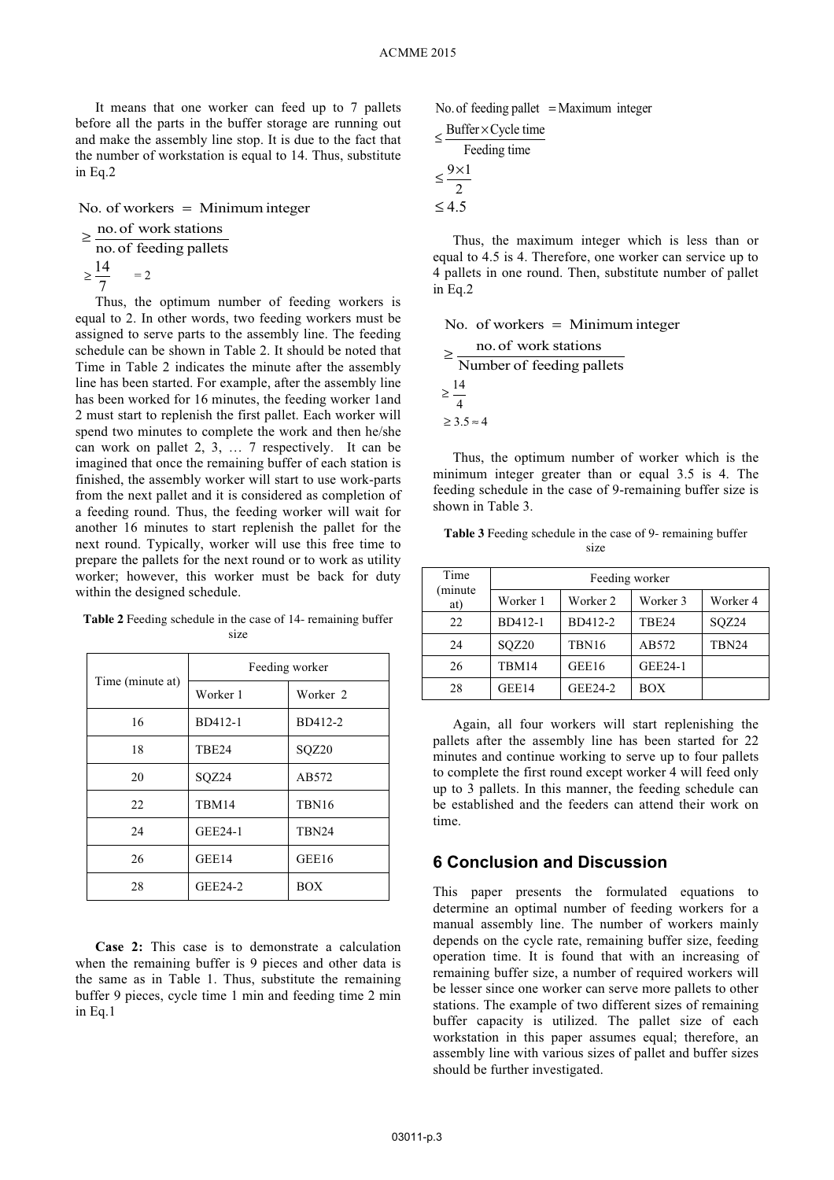It means that one worker can feed up to 7 pallets before all the parts in the buffer storage are running out and make the assembly line stop. It is due to the fact that the number of workstation is equal to 14. Thus, substitute in Eq.2

$$\text{No. of workers} = \text{Minimum integer}$$
$$\geq \frac{\text{no. of work stations}}{\text{no. of feeding pallets}}$$
$$\geq \frac{14}{7} = 2$$

Thus, the optimum number of feeding workers is equal to 2. In other words, two feeding workers must be assigned to serve parts to the assembly line. The feeding schedule can be shown in Table 2. It should be noted that Time in Table 2 indicates the minute after the assembly line has been started. For example, after the assembly line has been worked for 16 minutes, the feeding worker 1and 2 must start to replenish the first pallet. Each worker will spend two minutes to complete the work and then he/she can work on pallet 2, 3, … 7 respectively. It can be imagined that once the remaining buffer of each station is finished, the assembly worker will start to use work-parts from the next pallet and it is considered as completion of a feeding round. Thus, the feeding worker will wait for another 16 minutes to start replenish the pallet for the next round. Typically, worker will use this free time to prepare the pallets for the next round or to work as utility worker; however, this worker must be back for duty within the designed schedule.

**Table 2** Feeding schedule in the case of 14- remaining buffer size

| Time (minute at) | Feeding worker | |
|---|---|---|
| | Worker 1 | Worker 2 |
| 16 | BD412-1 | BD412-2 |
| 18 | TBE24 | SQZ20 |
| 20 | SQZ24 | AB572 |
| 22 | TBM14 | TBN16 |
| 24 | GEE24-1 | TBN24 |
| 26 | GEE14 | GEE16 |
| 28 | GEE24-2 | BOX |

**Case 2:** This case is to demonstrate a calculation when the remaining buffer is 9 pieces and other data is the same as in Table 1. Thus, substitute the remaining buffer 9 pieces, cycle time 1 min and feeding time 2 min in Eq.1

$$\text{No. of feeding pallet} = \text{Maximum integer}$$
$$\leq \frac{\text{Buffer} \times \text{Cycle time}}{\text{Feeding time}}$$
$$\leq \frac{9 \times 1}{2}$$
$$\leq 4.5$$

Thus, the maximum integer which is less than or equal to 4.5 is 4. Therefore, one worker can service up to 4 pallets in one round. Then, substitute number of pallet in Eq.2

$$\text{No. of workers} = \text{Minimum integer}$$
$$\geq \frac{\text{no. of work stations}}{\text{Number of feeding pallets}}$$
$$\geq \frac{14}{4}$$
$$\geq 3.5 \approx 4$$

Thus, the optimum number of worker which is the minimum integer greater than or equal 3.5 is 4. The feeding schedule in the case of 9-remaining buffer size is shown in Table 3.

**Table 3** Feeding schedule in the case of 9- remaining buffer size

| Time (minute at) | Feeding worker | | | |
|---|---|---|---|---|
| | Worker 1 | Worker 2 | Worker 3 | Worker 4 |
| 22 | BD412-1 | BD412-2 | TBE24 | SQZ24 |
| 24 | SQZ20 | TBN16 | AB572 | TBN24 |
| 26 | TBM14 | GEE16 | GEE24-1 | |
| 28 | GEE14 | GEE24-2 | BOX | |

Again, all four workers will start replenishing the pallets after the assembly line has been started for 22 minutes and continue working to serve up to four pallets to complete the first round except worker 4 will feed only up to 3 pallets. In this manner, the feeding schedule can be established and the feeders can attend their work on time.

## 6 Conclusion and Discussion

This paper presents the formulated equations to determine an optimal number of feeding workers for a manual assembly line. The number of workers mainly depends on the cycle rate, remaining buffer size, feeding operation time. It is found that with an increasing of remaining buffer size, a number of required workers will be lesser since one worker can serve more pallets to other stations. The example of two different sizes of remaining buffer capacity is utilized. The pallet size of each workstation in this paper assumes equal; therefore, an assembly line with various sizes of pallet and buffer sizes should be further investigated.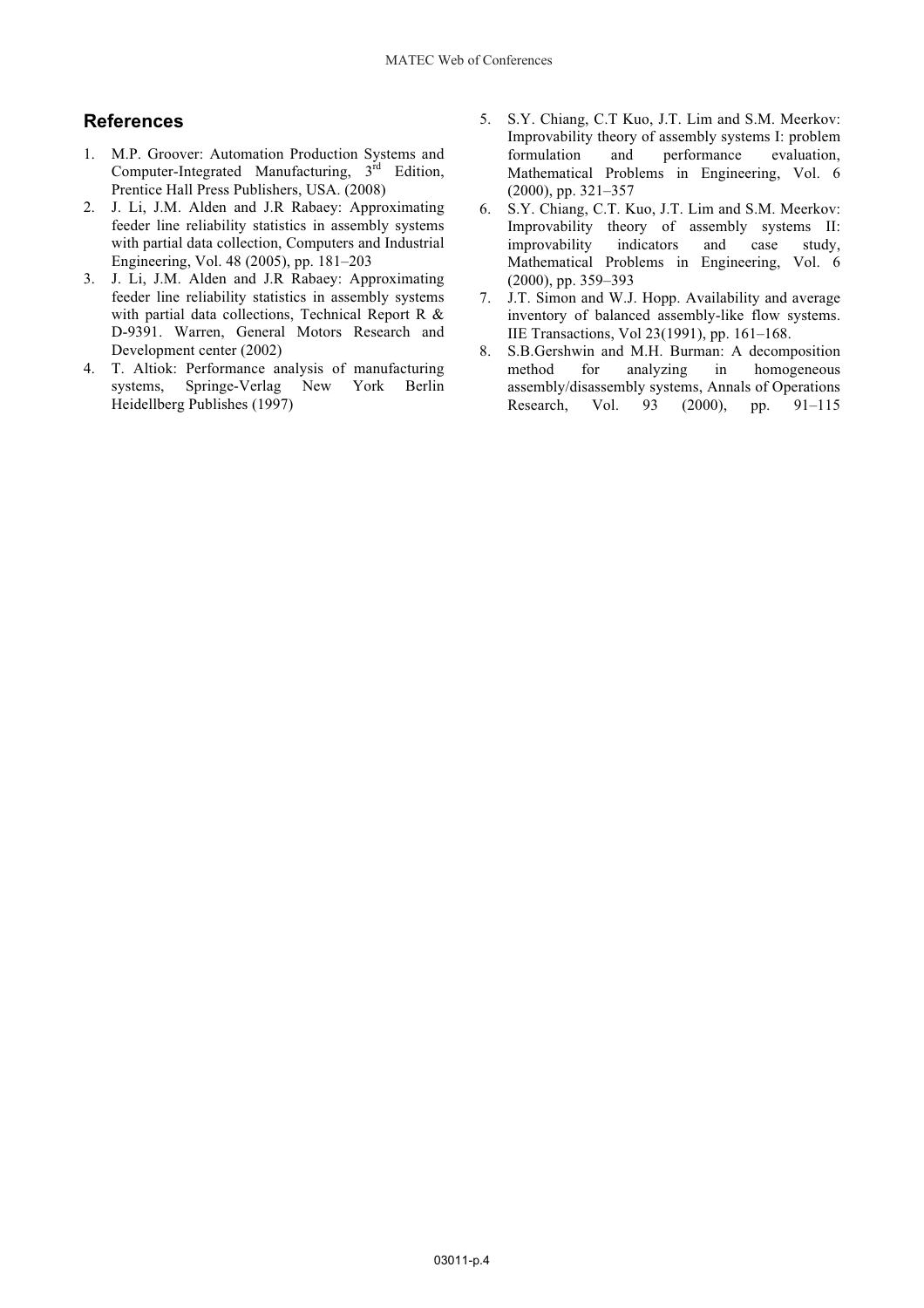## References

1. M.P. Groover: Automation Production Systems and Computer-Integrated Manufacturing, 3rd Edition, Prentice Hall Press Publishers, USA. (2008)
2. J. Li, J.M. Alden and J.R Rabaey: Approximating feeder line reliability statistics in assembly systems with partial data collection, Computers and Industrial Engineering, Vol. 48 (2005), pp. 181–203
3. J. Li, J.M. Alden and J.R Rabaey: Approximating feeder line reliability statistics in assembly systems with partial data collections, Technical Report R & D-9391. Warren, General Motors Research and Development center (2002)
4. T. Altiok: Performance analysis of manufacturing systems, Springe-Verlag New York Berlin Heidellberg Publishes (1997)
5. S.Y. Chiang, C.T Kuo, J.T. Lim and S.M. Meerkov: Improvability theory of assembly systems I: problem formulation and performance evaluation, Mathematical Problems in Engineering, Vol. 6 (2000), pp. 321–357
6. S.Y. Chiang, C.T. Kuo, J.T. Lim and S.M. Meerkov: Improvability theory of assembly systems II: improvability indicators and case study, Mathematical Problems in Engineering, Vol. 6 (2000), pp. 359–393
7. J.T. Simon and W.J. Hopp. Availability and average inventory of balanced assembly-like flow systems. IIE Transactions, Vol 23(1991), pp. 161–168.
8. S.B.Gershwin and M.H. Burman: A decomposition method for analyzing in homogeneous assembly/disassembly systems, Annals of Operations Research, Vol. 93 (2000), pp. 91–115